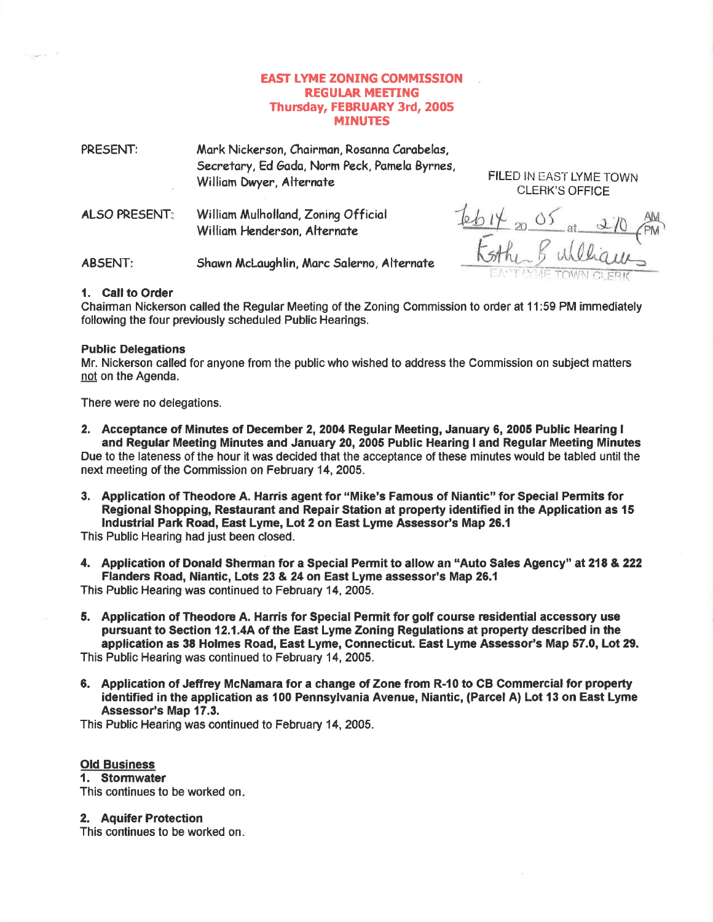# EAST LYME ZONING COMMISSION
## REGULAR MEETING
## Thursday, FEBRUARY 3rd, 2005
## MINUTES

PRESENT: Mark Nickerson, Chairman, Rosanna Carabelas, Secretary, Ed Gada, Norm Peck, Pamela Byrnes, William Dwyer, Alternate

ALSO PRESENT: William Mulholland, Zoning Official
William Henderson, Alternate

ABSENT: Shawn McLaughlin, Marc Salerno, Alternate

FILED IN EAST LYME TOWN CLERK'S OFFICE
Feb 14 20 05 at 2:10 PM
Esther B. Williams
EAST LYME TOWN CLERK

**1. Call to Order**

Chairman Nickerson called the Regular Meeting of the Zoning Commission to order at 11:59 PM immediately following the four previously scheduled Public Hearings.

**Public Delegations**

Mr. Nickerson called for anyone from the public who wished to address the Commission on subject matters not on the Agenda.

There were no delegations.

**2. Acceptance of Minutes of December 2, 2004 Regular Meeting, January 6, 2005 Public Hearing I and Regular Meeting Minutes and January 20, 2005 Public Hearing I and Regular Meeting Minutes**

Due to the lateness of the hour it was decided that the acceptance of these minutes would be tabled until the next meeting of the Commission on February 14, 2005.

**3. Application of Theodore A. Harris agent for "Mike's Famous of Niantic" for Special Permits for Regional Shopping, Restaurant and Repair Station at property identified in the Application as 15 Industrial Park Road, East Lyme, Lot 2 on East Lyme Assessor's Map 26.1**

This Public Hearing had just been closed.

**4. Application of Donald Sherman for a Special Permit to allow an "Auto Sales Agency" at 218 & 222 Flanders Road, Niantic, Lots 23 & 24 on East Lyme assessor's Map 26.1**

This Public Hearing was continued to February 14, 2005.

**5. Application of Theodore A. Harris for Special Permit for golf course residential accessory use pursuant to Section 12.1.4A of the East Lyme Zoning Regulations at property described in the application as 38 Holmes Road, East Lyme, Connecticut. East Lyme Assessor's Map 57.0, Lot 29.**

This Public Hearing was continued to February 14, 2005.

**6. Application of Jeffrey McNamara for a change of Zone from R-10 to CB Commercial for property identified in the application as 100 Pennsylvania Avenue, Niantic, (Parcel A) Lot 13 on East Lyme Assessor's Map 17.3.**

This Public Hearing was continued to February 14, 2005.

**Old Business**

**1. Stormwater**

This continues to be worked on.

**2. Aquifer Protection**

This continues to be worked on.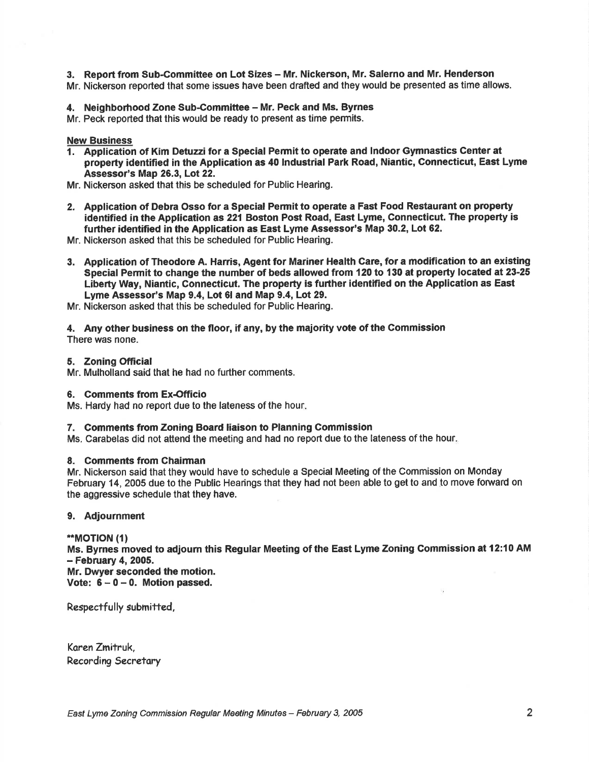**3. Report from Sub-Committee on Lot Sizes – Mr. Nickerson, Mr. Salerno and Mr. Henderson**

Mr. Nickerson reported that some issues have been drafted and they would be presented as time allows.

**4. Neighborhood Zone Sub-Committee – Mr. Peck and Ms. Byrnes**

Mr. Peck reported that this would be ready to present as time permits.

**New Business**

**1. Application of Kim Detuzzi for a Special Permit to operate and Indoor Gymnastics Center at property identified in the Application as 40 Industrial Park Road, Niantic, Connecticut, East Lyme Assessor's Map 26.3, Lot 22.**

Mr. Nickerson asked that this be scheduled for Public Hearing.

**2. Application of Debra Osso for a Special Permit to operate a Fast Food Restaurant on property identified in the Application as 221 Boston Post Road, East Lyme, Connecticut. The property is further identified in the Application as East Lyme Assessor's Map 30.2, Lot 62.**

Mr. Nickerson asked that this be scheduled for Public Hearing.

**3. Application of Theodore A. Harris, Agent for Mariner Health Care, for a modification to an existing Special Permit to change the number of beds allowed from 120 to 130 at property located at 23-25 Liberty Way, Niantic, Connecticut. The property is further identified on the Application as East Lyme Assessor's Map 9.4, Lot 6I and Map 9.4, Lot 29.**

Mr. Nickerson asked that this be scheduled for Public Hearing.

**4. Any other business on the floor, if any, by the majority vote of the Commission**

There was none.

**5. Zoning Official**

Mr. Mulholland said that he had no further comments.

**6. Comments from Ex-Officio**

Ms. Hardy had no report due to the lateness of the hour.

**7. Comments from Zoning Board liaison to Planning Commission**

Ms. Carabelas did not attend the meeting and had no report due to the lateness of the hour.

**8. Comments from Chairman**

Mr. Nickerson said that they would have to schedule a Special Meeting of the Commission on Monday February 14, 2005 due to the Public Hearings that they had not been able to get to and to move forward on the aggressive schedule that they have.

**9. Adjournment**

****MOTION (1)**
**Ms. Byrnes moved to adjourn this Regular Meeting of the East Lyme Zoning Commission at 12:10 AM – February 4, 2005.**
**Mr. Dwyer seconded the motion.**
**Vote: 6 – 0 – 0. Motion passed.**

Respectfully submitted,

Karen Zmitruk,
Recording Secretary